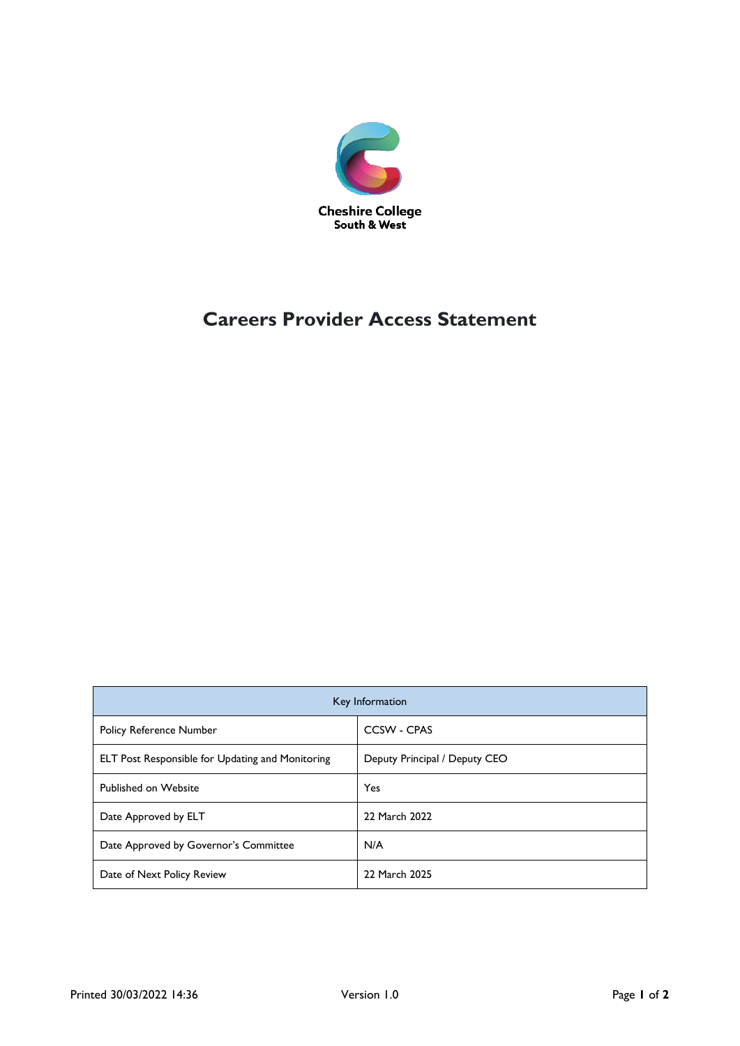Cheshire College
South & West

# Careers Provider Access Statement

| Key Information | |
|---|---|
| Policy Reference Number | CCSW - CPAS |
| ELT Post Responsible for Updating and Monitoring | Deputy Principal / Deputy CEO |
| Published on Website | Yes |
| Date Approved by ELT | 22 March 2022 |
| Date Approved by Governor's Committee | N/A |
| Date of Next Policy Review | 22 March 2025 |

Printed 30/03/2022 14:36 Version 1.0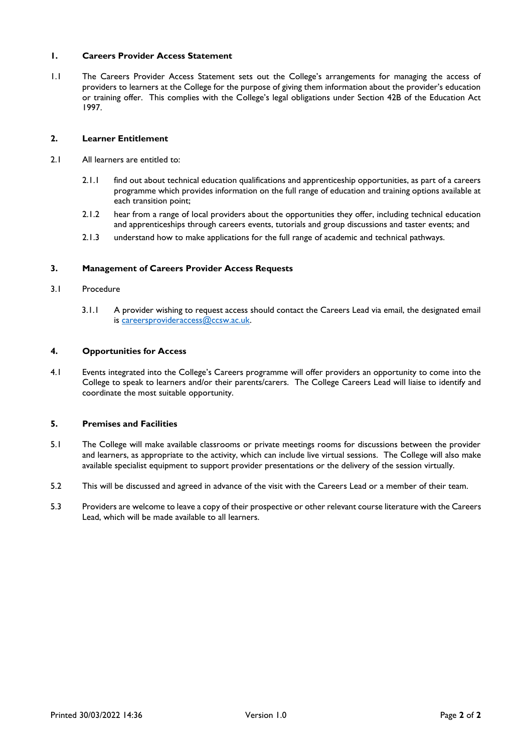## 1. Careers Provider Access Statement

1.1 The Careers Provider Access Statement sets out the College's arrangements for managing the access of providers to learners at the College for the purpose of giving them information about the provider's education or training offer. This complies with the College's legal obligations under Section 42B of the Education Act 1997.

## 2. Learner Entitlement

2.1 All learners are entitled to:

2.1.1 find out about technical education qualifications and apprenticeship opportunities, as part of a careers programme which provides information on the full range of education and training options available at each transition point;

2.1.2 hear from a range of local providers about the opportunities they offer, including technical education and apprenticeships through careers events, tutorials and group discussions and taster events; and

2.1.3 understand how to make applications for the full range of academic and technical pathways.

## 3. Management of Careers Provider Access Requests

3.1 Procedure

3.1.1 A provider wishing to request access should contact the Careers Lead via email, the designated email is careersprovideraccess@ccsw.ac.uk.

## 4. Opportunities for Access

4.1 Events integrated into the College's Careers programme will offer providers an opportunity to come into the College to speak to learners and/or their parents/carers. The College Careers Lead will liaise to identify and coordinate the most suitable opportunity.

## 5. Premises and Facilities

5.1 The College will make available classrooms or private meetings rooms for discussions between the provider and learners, as appropriate to the activity, which can include live virtual sessions. The College will also make available specialist equipment to support provider presentations or the delivery of the session virtually.

5.2 This will be discussed and agreed in advance of the visit with the Careers Lead or a member of their team.

5.3 Providers are welcome to leave a copy of their prospective or other relevant course literature with the Careers Lead, which will be made available to all learners.

Printed 30/03/2022 14:36 Version 1.0